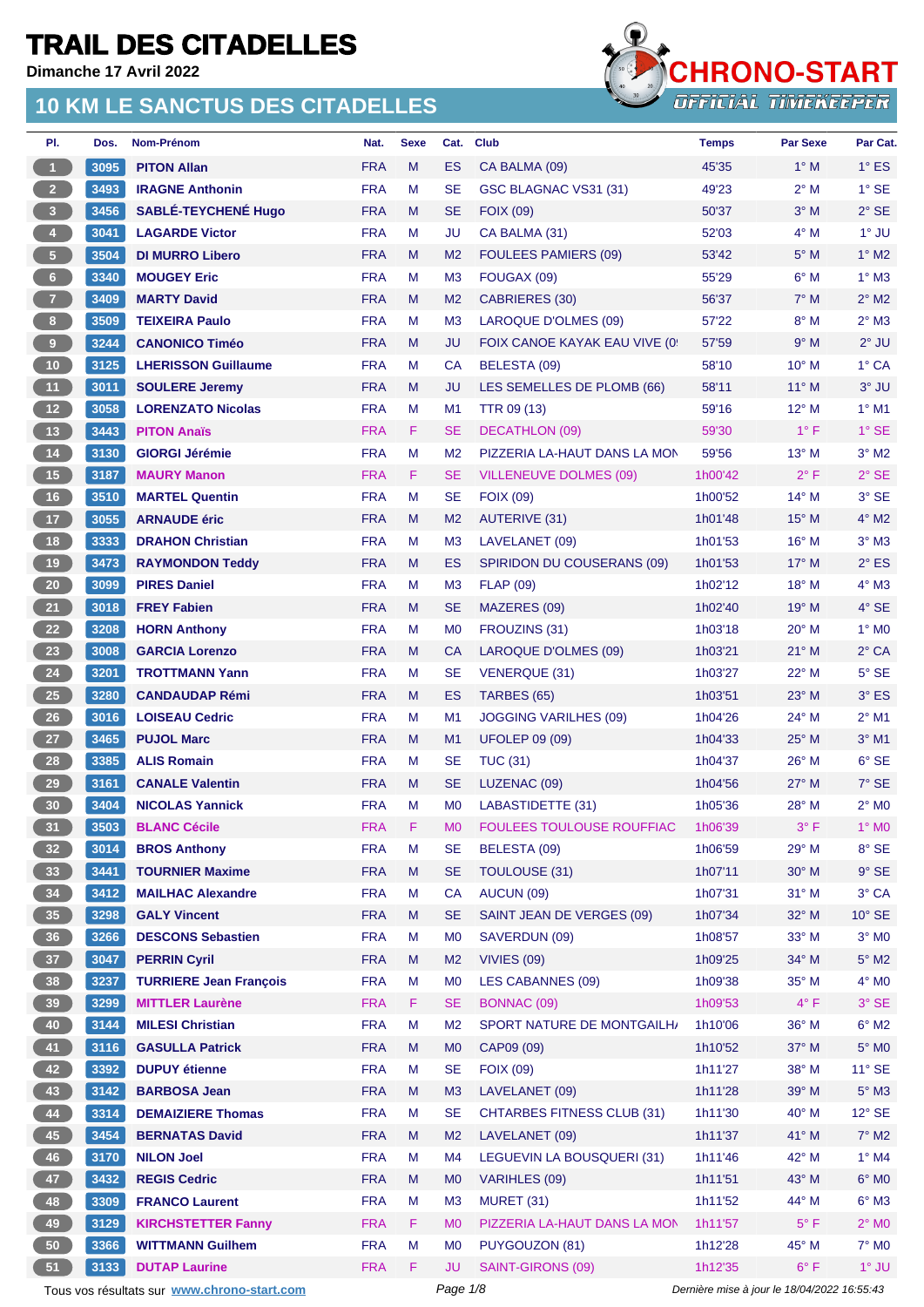# TRAIL DES CITADELLES

**Dimanche 17 Avril 2022**

## 10 KM LE SANCTUS DES CITADELLES

| Pl. | Dos. | Nom-Prénom | Nat. | Sexe | Cat. | Club | Temps | Par Sexe | Par Cat. |
|---|---|---|---|---|---|---|---|---|---|
| 1 | 3095 | **PITON Allan** | FRA | M | ES | CA BALMA (09) | 45'35 | 1° M | 1° ES |
| 2 | 3493 | **IRAGNE Anthonin** | FRA | M | SE | GSC BLAGNAC VS31 (31) | 49'23 | 2° M | 1° SE |
| 3 | 3456 | **SABLÉ-TEYCHENÉ Hugo** | FRA | M | SE | FOIX (09) | 50'37 | 3° M | 2° SE |
| 4 | 3041 | **LAGARDE Victor** | FRA | M | JU | CA BALMA (31) | 52'03 | 4° M | 1° JU |
| 5 | 3504 | **DI MURRO Libero** | FRA | M | M2 | FOULEES PAMIERS (09) | 53'42 | 5° M | 1° M2 |
| 6 | 3340 | **MOUGEY Eric** | FRA | M | M3 | FOUGAX (09) | 55'29 | 6° M | 1° M3 |
| 7 | 3409 | **MARTY David** | FRA | M | M2 | CABRIERES (30) | 56'37 | 7° M | 2° M2 |
| 8 | 3509 | **TEIXEIRA Paulo** | FRA | M | M3 | LAROQUE D'OLMES (09) | 57'22 | 8° M | 2° M3 |
| 9 | 3244 | **CANONICO Timéo** | FRA | M | JU | FOIX CANOE KAYAK EAU VIVE (0 | 57'59 | 9° M | 2° JU |
| 10 | 3125 | **LHERISSON Guillaume** | FRA | M | CA | BELESTA (09) | 58'10 | 10° M | 1° CA |
| 11 | 3011 | **SOULERE Jeremy** | FRA | M | JU | LES SEMELLES DE PLOMB (66) | 58'11 | 11° M | 3° JU |
| 12 | 3058 | **LORENZATO Nicolas** | FRA | M | M1 | TTR 09 (13) | 59'16 | 12° M | 1° M1 |
| 13 | 3443 | **PITON Anaïs** | FRA | F | SE | DECATHLON (09) | 59'30 | 1° F | 1° SE |
| 14 | 3130 | **GIORGI Jérémie** | FRA | M | M2 | PIZZERIA LA-HAUT DANS LA MON | 59'56 | 13° M | 3° M2 |
| 15 | 3187 | **MAURY Manon** | FRA | F | SE | VILLENEUVE DOLMES (09) | 1h00'42 | 2° F | 2° SE |
| 16 | 3510 | **MARTEL Quentin** | FRA | M | SE | FOIX (09) | 1h00'52 | 14° M | 3° SE |
| 17 | 3055 | **ARNAUDE éric** | FRA | M | M2 | AUTERIVE (31) | 1h01'48 | 15° M | 4° M2 |
| 18 | 3333 | **DRAHON Christian** | FRA | M | M3 | LAVELANET (09) | 1h01'53 | 16° M | 3° M3 |
| 19 | 3473 | **RAYMONDON Teddy** | FRA | M | ES | SPIRIDON DU COUSERANS (09) | 1h01'53 | 17° M | 2° ES |
| 20 | 3099 | **PIRES Daniel** | FRA | M | M3 | FLAP (09) | 1h02'12 | 18° M | 4° M3 |
| 21 | 3018 | **FREY Fabien** | FRA | M | SE | MAZERES (09) | 1h02'40 | 19° M | 4° SE |
| 22 | 3208 | **HORN Anthony** | FRA | M | M0 | FROUZINS (31) | 1h03'18 | 20° M | 1° M0 |
| 23 | 3008 | **GARCIA Lorenzo** | FRA | M | CA | LAROQUE D'OLMES (09) | 1h03'21 | 21° M | 2° CA |
| 24 | 3201 | **TROTTMANN Yann** | FRA | M | SE | VENERQUE (31) | 1h03'27 | 22° M | 5° SE |
| 25 | 3280 | **CANDAUDAP Rémi** | FRA | M | ES | TARBES (65) | 1h03'51 | 23° M | 3° ES |
| 26 | 3016 | **LOISEAU Cedric** | FRA | M | M1 | JOGGING VARILHES (09) | 1h04'26 | 24° M | 2° M1 |
| 27 | 3465 | **PUJOL Marc** | FRA | M | M1 | UFOLEP 09 (09) | 1h04'33 | 25° M | 3° M1 |
| 28 | 3385 | **ALIS Romain** | FRA | M | SE | TUC (31) | 1h04'37 | 26° M | 6° SE |
| 29 | 3161 | **CANALE Valentin** | FRA | M | SE | LUZENAC (09) | 1h04'56 | 27° M | 7° SE |
| 30 | 3404 | **NICOLAS Yannick** | FRA | M | M0 | LABASTIDETTE (31) | 1h05'36 | 28° M | 2° M0 |
| 31 | 3503 | **BLANC Cécile** | FRA | F | M0 | FOULEES TOULOUSE ROUFFIAC | 1h06'39 | 3° F | 1° M0 |
| 32 | 3014 | **BROS Anthony** | FRA | M | SE | BELESTA (09) | 1h06'59 | 29° M | 8° SE |
| 33 | 3441 | **TOURNIER Maxime** | FRA | M | SE | TOULOUSE (31) | 1h07'11 | 30° M | 9° SE |
| 34 | 3412 | **MAILHAC Alexandre** | FRA | M | CA | AUCUN (09) | 1h07'31 | 31° M | 3° CA |
| 35 | 3298 | **GALY Vincent** | FRA | M | SE | SAINT JEAN DE VERGES (09) | 1h07'34 | 32° M | 10° SE |
| 36 | 3266 | **DESCONS Sebastien** | FRA | M | M0 | SAVERDUN (09) | 1h08'57 | 33° M | 3° M0 |
| 37 | 3047 | **PERRIN Cyril** | FRA | M | M2 | VIVIES (09) | 1h09'25 | 34° M | 5° M2 |
| 38 | 3237 | **TURRIERE Jean François** | FRA | M | M0 | LES CABANNES (09) | 1h09'38 | 35° M | 4° M0 |
| 39 | 3299 | **MITTLER Laurène** | FRA | F | SE | BONNAC (09) | 1h09'53 | 4° F | 3° SE |
| 40 | 3144 | **MILESI Christian** | FRA | M | M2 | SPORT NATURE DE MONTGAILH/ | 1h10'06 | 36° M | 6° M2 |
| 41 | 3116 | **GASULLA Patrick** | FRA | M | M0 | CAP09 (09) | 1h10'52 | 37° M | 5° M0 |
| 42 | 3392 | **DUPUY étienne** | FRA | M | SE | FOIX (09) | 1h11'27 | 38° M | 11° SE |
| 43 | 3142 | **BARBOSA Jean** | FRA | M | M3 | LAVELANET (09) | 1h11'28 | 39° M | 5° M3 |
| 44 | 3314 | **DEMAIZIERE Thomas** | FRA | M | SE | CHTARBES FITNESS CLUB (31) | 1h11'30 | 40° M | 12° SE |
| 45 | 3454 | **BERNATAS David** | FRA | M | M2 | LAVELANET (09) | 1h11'37 | 41° M | 7° M2 |
| 46 | 3170 | **NILON Joel** | FRA | M | M4 | LEGUEVIN LA BOUSQUERI (31) | 1h11'46 | 42° M | 1° M4 |
| 47 | 3432 | **REGIS Cedric** | FRA | M | M0 | VARIHLES (09) | 1h11'51 | 43° M | 6° M0 |
| 48 | 3309 | **FRANCO Laurent** | FRA | M | M3 | MURET (31) | 1h11'52 | 44° M | 6° M3 |
| 49 | 3129 | **KIRCHSTETTER Fanny** | FRA | F | M0 | PIZZERIA LA-HAUT DANS LA MON | 1h11'57 | 5° F | 2° M0 |
| 50 | 3366 | **WITTMANN Guilhem** | FRA | M | M0 | PUYGOUZON (81) | 1h12'28 | 45° M | 7° M0 |
| 51 | 3133 | **DUTAP Laurine** | FRA | F | JU | SAINT-GIRONS (09) | 1h12'35 | 6° F | 1° JU |

Tous vos résultats sur www.chrono-start.com

Dernière mise à jour le 18/04/2022 16:55:43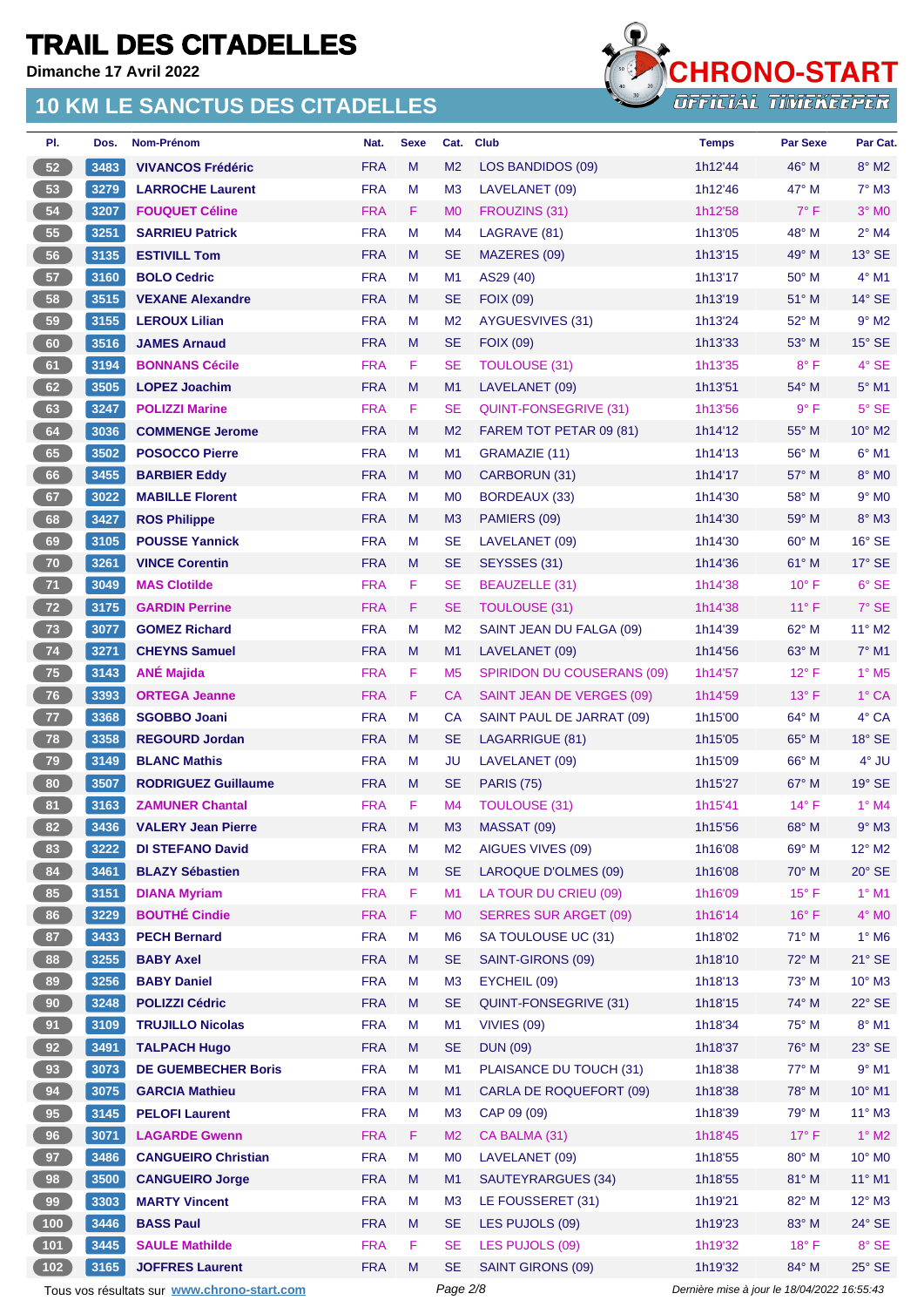# TRAIL DES CITADELLES

**Dimanche 17 Avril 2022**

## 10 KM LE SANCTUS DES CITADELLES

| Pl. | Dos. | Nom-Prénom | Nat. | Sexe | Cat. | Club | Temps | Par Sexe | Par Cat. |
|---|---|---|---|---|---|---|---|---|---|
| 52 | 3483 | **VIVANCOS Frédéric** | FRA | M | M2 | LOS BANDIDOS (09) | 1h12'44 | 46° M | 8° M2 |
| 53 | 3279 | **LARROCHE Laurent** | FRA | M | M3 | LAVELANET (09) | 1h12'46 | 47° M | 7° M3 |
| 54 | 3207 | **FOUQUET Céline** | FRA | F | M0 | FROUZINS (31) | 1h12'58 | 7° F | 3° M0 |
| 55 | 3251 | **SARRIEU Patrick** | FRA | M | M4 | LAGRAVE (81) | 1h13'05 | 48° M | 2° M4 |
| 56 | 3135 | **ESTIVILL Tom** | FRA | M | SE | MAZERES (09) | 1h13'15 | 49° M | 13° SE |
| 57 | 3160 | **BOLO Cedric** | FRA | M | M1 | AS29 (40) | 1h13'17 | 50° M | 4° M1 |
| 58 | 3515 | **VEXANE Alexandre** | FRA | M | SE | FOIX (09) | 1h13'19 | 51° M | 14° SE |
| 59 | 3155 | **LEROUX Lilian** | FRA | M | M2 | AYGUESVIVES (31) | 1h13'24 | 52° M | 9° M2 |
| 60 | 3516 | **JAMES Arnaud** | FRA | M | SE | FOIX (09) | 1h13'33 | 53° M | 15° SE |
| 61 | 3194 | **BONNANS Cécile** | FRA | F | SE | TOULOUSE (31) | 1h13'35 | 8° F | 4° SE |
| 62 | 3505 | **LOPEZ Joachim** | FRA | M | M1 | LAVELANET (09) | 1h13'51 | 54° M | 5° M1 |
| 63 | 3247 | **POLIZZI Marine** | FRA | F | SE | QUINT-FONSEGRIVE (31) | 1h13'56 | 9° F | 5° SE |
| 64 | 3036 | **COMMENGE Jerome** | FRA | M | M2 | FAREM TOT PETAR 09 (81) | 1h14'12 | 55° M | 10° M2 |
| 65 | 3502 | **POSOCCO Pierre** | FRA | M | M1 | GRAMAZIE (11) | 1h14'13 | 56° M | 6° M1 |
| 66 | 3455 | **BARBIER Eddy** | FRA | M | M0 | CARBORUN (31) | 1h14'17 | 57° M | 8° M0 |
| 67 | 3022 | **MABILLE Florent** | FRA | M | M0 | BORDEAUX (33) | 1h14'30 | 58° M | 9° M0 |
| 68 | 3427 | **ROS Philippe** | FRA | M | M3 | PAMIERS (09) | 1h14'30 | 59° M | 8° M3 |
| 69 | 3105 | **POUSSE Yannick** | FRA | M | SE | LAVELANET (09) | 1h14'30 | 60° M | 16° SE |
| 70 | 3261 | **VINCE Corentin** | FRA | M | SE | SEYSSES (31) | 1h14'36 | 61° M | 17° SE |
| 71 | 3049 | **MAS Clotilde** | FRA | F | SE | BEAUZELLE (31) | 1h14'38 | 10° F | 6° SE |
| 72 | 3175 | **GARDIN Perrine** | FRA | F | SE | TOULOUSE (31) | 1h14'38 | 11° F | 7° SE |
| 73 | 3077 | **GOMEZ Richard** | FRA | M | M2 | SAINT JEAN DU FALGA (09) | 1h14'39 | 62° M | 11° M2 |
| 74 | 3271 | **CHEYNS Samuel** | FRA | M | M1 | LAVELANET (09) | 1h14'56 | 63° M | 7° M1 |
| 75 | 3143 | **ANÉ Majida** | FRA | F | M5 | SPIRIDON DU COUSERANS (09) | 1h14'57 | 12° F | 1° M5 |
| 76 | 3393 | **ORTEGA Jeanne** | FRA | F | CA | SAINT JEAN DE VERGES (09) | 1h14'59 | 13° F | 1° CA |
| 77 | 3368 | **SGOBBO Joani** | FRA | M | CA | SAINT PAUL DE JARRAT (09) | 1h15'00 | 64° M | 4° CA |
| 78 | 3358 | **REGOURD Jordan** | FRA | M | SE | LAGARRIGUE (81) | 1h15'05 | 65° M | 18° SE |
| 79 | 3149 | **BLANC Mathis** | FRA | M | JU | LAVELANET (09) | 1h15'09 | 66° M | 4° JU |
| 80 | 3507 | **RODRIGUEZ Guillaume** | FRA | M | SE | PARIS (75) | 1h15'27 | 67° M | 19° SE |
| 81 | 3163 | **ZAMUNER Chantal** | FRA | F | M4 | TOULOUSE (31) | 1h15'41 | 14° F | 1° M4 |
| 82 | 3436 | **VALERY Jean Pierre** | FRA | M | M3 | MASSAT (09) | 1h15'56 | 68° M | 9° M3 |
| 83 | 3222 | **DI STEFANO David** | FRA | M | M2 | AIGUES VIVES (09) | 1h16'08 | 69° M | 12° M2 |
| 84 | 3461 | **BLAZY Sébastien** | FRA | M | SE | LAROQUE D'OLMES (09) | 1h16'08 | 70° M | 20° SE |
| 85 | 3151 | **DIANA Myriam** | FRA | F | M1 | LA TOUR DU CRIEU (09) | 1h16'09 | 15° F | 1° M1 |
| 86 | 3229 | **BOUTHÉ Cindie** | FRA | F | M0 | SERRES SUR ARGET (09) | 1h16'14 | 16° F | 4° M0 |
| 87 | 3433 | **PECH Bernard** | FRA | M | M6 | SA TOULOUSE UC (31) | 1h18'02 | 71° M | 1° M6 |
| 88 | 3255 | **BABY Axel** | FRA | M | SE | SAINT-GIRONS (09) | 1h18'10 | 72° M | 21° SE |
| 89 | 3256 | **BABY Daniel** | FRA | M | M3 | EYCHEIL (09) | 1h18'13 | 73° M | 10° M3 |
| 90 | 3248 | **POLIZZI Cédric** | FRA | M | SE | QUINT-FONSEGRIVE (31) | 1h18'15 | 74° M | 22° SE |
| 91 | 3109 | **TRUJILLO Nicolas** | FRA | M | M1 | VIVIES (09) | 1h18'34 | 75° M | 8° M1 |
| 92 | 3491 | **TALPACH Hugo** | FRA | M | SE | DUN (09) | 1h18'37 | 76° M | 23° SE |
| 93 | 3073 | **DE GUEMBECHER Boris** | FRA | M | M1 | PLAISANCE DU TOUCH (31) | 1h18'38 | 77° M | 9° M1 |
| 94 | 3075 | **GARCIA Mathieu** | FRA | M | M1 | CARLA DE ROQUEFORT (09) | 1h18'38 | 78° M | 10° M1 |
| 95 | 3145 | **PELOFI Laurent** | FRA | M | M3 | CAP 09 (09) | 1h18'39 | 79° M | 11° M3 |
| 96 | 3071 | **LAGARDE Gwenn** | FRA | F | M2 | CA BALMA (31) | 1h18'45 | 17° F | 1° M2 |
| 97 | 3486 | **CANGUEIRO Christian** | FRA | M | M0 | LAVELANET (09) | 1h18'55 | 80° M | 10° M0 |
| 98 | 3500 | **CANGUEIRO Jorge** | FRA | M | M1 | SAUTEYRARGUES (34) | 1h18'55 | 81° M | 11° M1 |
| 99 | 3303 | **MARTY Vincent** | FRA | M | M3 | LE FOUSSERET (31) | 1h19'21 | 82° M | 12° M3 |
| 100 | 3446 | **BASS Paul** | FRA | M | SE | LES PUJOLS (09) | 1h19'23 | 83° M | 24° SE |
| 101 | 3445 | **SAULE Mathilde** | FRA | F | SE | LES PUJOLS (09) | 1h19'32 | 18° F | 8° SE |
| 102 | 3165 | **JOFFRES Laurent** | FRA | M | SE | SAINT GIRONS (09) | 1h19'32 | 84° M | 25° SE |

Tous vos résultats sur www.chrono-start.com

*Dernière mise à jour le 18/04/2022 16:55:43*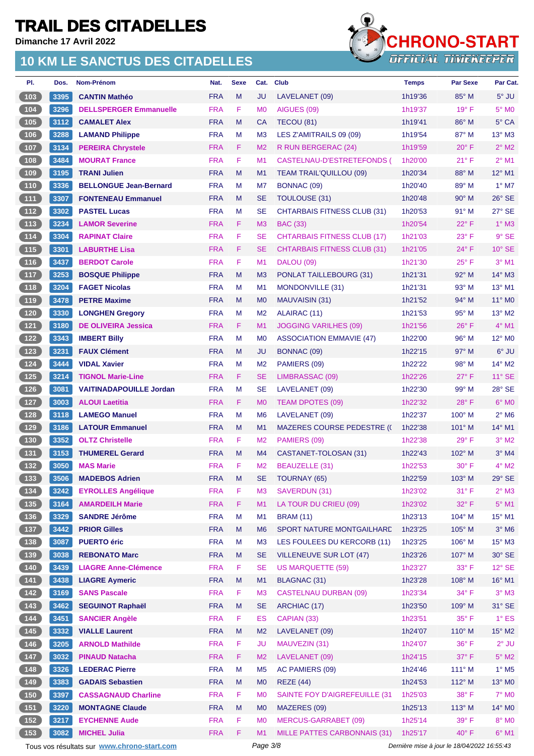# TRAIL DES CITADELLES

**Dimanche 17 Avril 2022**

## 10 KM LE SANCTUS DES CITADELLES

| Pl. | Dos. | Nom-Prénom | Nat. | Sexe | Cat. | Club | Temps | Par Sexe | Par Cat. |
|---|---|---|---|---|---|---|---|---|---|
| 103 | 3395 | CANTIN Mathéo | FRA | M | JU | LAVELANET (09) | 1h19'36 | 85° M | 5° JU |
| 104 | 3296 | DELLSPERGER Emmanuelle | FRA | F | M0 | AIGUES (09) | 1h19'37 | 19° F | 5° M0 |
| 105 | 3112 | CAMALET Alex | FRA | M | CA | TECOU (81) | 1h19'41 | 86° M | 5° CA |
| 106 | 3288 | LAMAND Philippe | FRA | M | M3 | LES Z'AMITRAILS 09 (09) | 1h19'54 | 87° M | 13° M3 |
| 107 | 3134 | PEREIRA Chrystele | FRA | F | M2 | R RUN BERGERAC (24) | 1h19'59 | 20° F | 2° M2 |
| 108 | 3484 | MOURAT France | FRA | F | M1 | CASTELNAU-D'ESTRETEFONDS ( | 1h20'00 | 21° F | 2° M1 |
| 109 | 3195 | TRANI Julien | FRA | M | M1 | TEAM TRAIL'QUILLOU (09) | 1h20'34 | 88° M | 12° M1 |
| 110 | 3336 | BELLONGUE Jean-Bernard | FRA | M | M7 | BONNAC (09) | 1h20'40 | 89° M | 1° M7 |
| 111 | 3307 | FONTENEAU Emmanuel | FRA | M | SE | TOULOUSE (31) | 1h20'48 | 90° M | 26° SE |
| 112 | 3302 | PASTEL Lucas | FRA | M | SE | CHTARBAIS FITNESS CLUB (31) | 1h20'53 | 91° M | 27° SE |
| 113 | 3234 | LAMOR Severine | FRA | F | M3 | BAC (33) | 1h20'54 | 22° F | 1° M3 |
| 114 | 3304 | RAPINAT Claire | FRA | F | SE | CHTARBAIS FITNESS CLUB (17) | 1h21'03 | 23° F | 9° SE |
| 115 | 3301 | LABURTHE Lisa | FRA | F | SE | CHTARBAIS FITNESS CLUB (31) | 1h21'05 | 24° F | 10° SE |
| 116 | 3437 | BERDOT Carole | FRA | F | M1 | DALOU (09) | 1h21'30 | 25° F | 3° M1 |
| 117 | 3253 | BOSQUE Philippe | FRA | M | M3 | PONLAT TAILLEBOURG (31) | 1h21'31 | 92° M | 14° M3 |
| 118 | 3204 | FAGET Nicolas | FRA | M | M1 | MONDONVILLE (31) | 1h21'31 | 93° M | 13° M1 |
| 119 | 3478 | PETRE Maxime | FRA | M | M0 | MAUVAISIN (31) | 1h21'52 | 94° M | 11° M0 |
| 120 | 3330 | LONGHEN Gregory | FRA | M | M2 | ALAIRAC (11) | 1h21'53 | 95° M | 13° M2 |
| 121 | 3180 | DE OLIVEIRA Jessica | FRA | F | M1 | JOGGING VARILHES (09) | 1h21'56 | 26° F | 4° M1 |
| 122 | 3343 | IMBERT Billy | FRA | M | M0 | ASSOCIATION EMMAVIE (47) | 1h22'00 | 96° M | 12° M0 |
| 123 | 3231 | FAUX Clément | FRA | M | JU | BONNAC (09) | 1h22'15 | 97° M | 6° JU |
| 124 | 3444 | VIDAL Xavier | FRA | M | M2 | PAMIERS (09) | 1h22'22 | 98° M | 14° M2 |
| 125 | 3214 | TIGNOL Marie-Line | FRA | F | SE | LIMBRASSAC (09) | 1h22'26 | 27° F | 11° SE |
| 126 | 3081 | VAITINADAPOUILLE Jordan | FRA | M | SE | LAVELANET (09) | 1h22'30 | 99° M | 28° SE |
| 127 | 3003 | ALOUI Laetitia | FRA | F | M0 | TEAM DPOTES (09) | 1h22'32 | 28° F | 6° M0 |
| 128 | 3118 | LAMEGO Manuel | FRA | M | M6 | LAVELANET (09) | 1h22'37 | 100° M | 2° M6 |
| 129 | 3186 | LATOUR Emmanuel | FRA | M | M1 | MAZERES COURSE PEDESTRE (( | 1h22'38 | 101° M | 14° M1 |
| 130 | 3352 | OLTZ Christelle | FRA | F | M2 | PAMIERS (09) | 1h22'38 | 29° F | 3° M2 |
| 131 | 3153 | THUMEREL Gerard | FRA | M | M4 | CASTANET-TOLOSAN (31) | 1h22'43 | 102° M | 3° M4 |
| 132 | 3050 | MAS Marie | FRA | F | M2 | BEAUZELLE (31) | 1h22'53 | 30° F | 4° M2 |
| 133 | 3506 | MADEBOS Adrien | FRA | M | SE | TOURNAY (65) | 1h22'59 | 103° M | 29° SE |
| 134 | 3242 | EYROLLES Angélique | FRA | F | M3 | SAVERDUN (31) | 1h23'02 | 31° F | 2° M3 |
| 135 | 3164 | AMARDEILH Marie | FRA | F | M1 | LA TOUR DU CRIEU (09) | 1h23'02 | 32° F | 5° M1 |
| 136 | 3329 | SANDRE Jérôme | FRA | M | M1 | BRAM (11) | 1h23'13 | 104° M | 15° M1 |
| 137 | 3442 | PRIOR Gilles | FRA | M | M6 | SPORT NATURE MONTGAILHARD | 1h23'25 | 105° M | 3° M6 |
| 138 | 3087 | PUERTO éric | FRA | M | M3 | LES FOULEES DU KERCORB (11) | 1h23'25 | 106° M | 15° M3 |
| 139 | 3038 | REBONATO Marc | FRA | M | SE | VILLENEUVE SUR LOT (47) | 1h23'26 | 107° M | 30° SE |
| 140 | 3439 | LIAGRE Anne-Clémence | FRA | F | SE | US MARQUETTE (59) | 1h23'27 | 33° F | 12° SE |
| 141 | 3438 | LIAGRE Aymeric | FRA | M | M1 | BLAGNAC (31) | 1h23'28 | 108° M | 16° M1 |
| 142 | 3169 | SANS Pascale | FRA | F | M3 | CASTELNAU DURBAN (09) | 1h23'34 | 34° F | 3° M3 |
| 143 | 3462 | SEGUINOT Raphaël | FRA | M | SE | ARCHIAC (17) | 1h23'50 | 109° M | 31° SE |
| 144 | 3451 | SANCIER Angèle | FRA | F | ES | CAPIAN (33) | 1h23'51 | 35° F | 1° ES |
| 145 | 3332 | VIALLE Laurent | FRA | M | M2 | LAVELANET (09) | 1h24'07 | 110° M | 15° M2 |
| 146 | 3205 | ARNOLD Mathilde | FRA | F | JU | MAUVEZIN (31) | 1h24'07 | 36° F | 2° JU |
| 147 | 3032 | PINAUD Natacha | FRA | F | M2 | LAVELANET (09) | 1h24'15 | 37° F | 5° M2 |
| 148 | 3326 | LEDERAC Pierre | FRA | M | M5 | AC PAMIERS (09) | 1h24'46 | 111° M | 1° M5 |
| 149 | 3383 | GADAIS Sebastien | FRA | M | M0 | REZE (44) | 1h24'53 | 112° M | 13° M0 |
| 150 | 3397 | CASSAGNAUD Charline | FRA | F | M0 | SAINTE FOY D'AIGREFEUILLE (31 | 1h25'03 | 38° F | 7° M0 |
| 151 | 3220 | MONTAGNE Claude | FRA | M | M0 | MAZERES (09) | 1h25'13 | 113° M | 14° M0 |
| 152 | 3217 | EYCHENNE Aude | FRA | F | M0 | MERCUS-GARRABET (09) | 1h25'14 | 39° F | 8° M0 |
| 153 | 3082 | MICHEL Julia | FRA | F | M1 | MILLE PATTES CARBONNAIS (31) | 1h25'17 | 40° F | 6° M1 |

Tous vos résultats sur www.chrono-start.com

*Dernière mise à jour le 18/04/2022 16:55:43*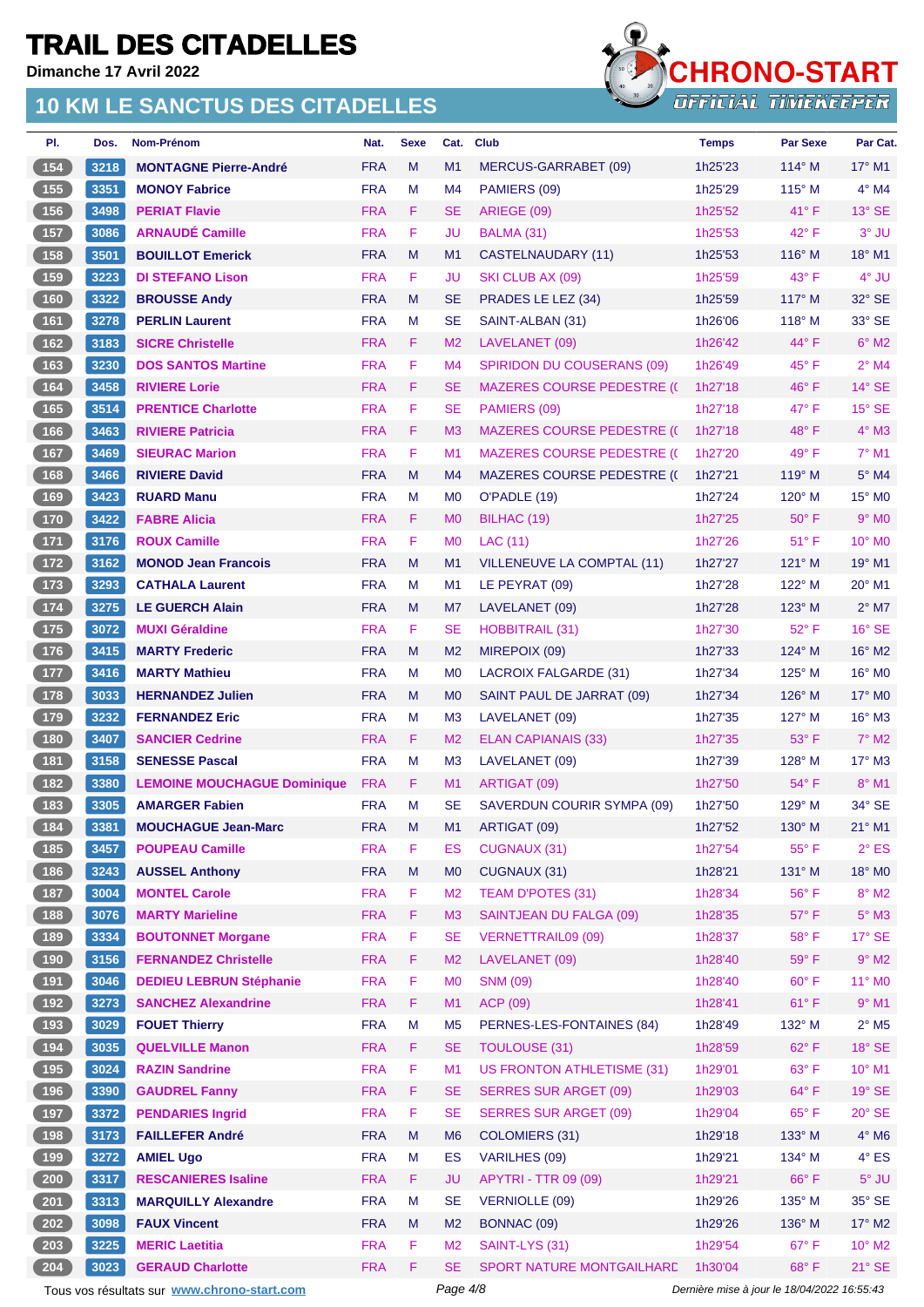# TRAIL DES CITADELLES

**Dimanche 17 Avril 2022**

## 10 KM LE SANCTUS DES CITADELLES

| Pl. | Dos. | Nom-Prénom | Nat. | Sexe | Cat. | Club | Temps | Par Sexe | Par Cat. |
|---|---|---|---|---|---|---|---|---|---|
| 154 | 3218 | **MONTAGNE Pierre-André** | FRA | M | M1 | MERCUS-GARRABET (09) | 1h25'23 | 114° M | 17° M1 |
| 155 | 3351 | **MONOY Fabrice** | FRA | M | M4 | PAMIERS (09) | 1h25'29 | 115° M | 4° M4 |
| 156 | 3498 | **PERIAT Flavie** | FRA | F | SE | ARIEGE (09) | 1h25'52 | 41° F | 13° SE |
| 157 | 3086 | **ARNAUDÉ Camille** | FRA | F | JU | BALMA (31) | 1h25'53 | 42° F | 3° JU |
| 158 | 3501 | **BOUILLOT Emerick** | FRA | M | M1 | CASTELNAUDARY (11) | 1h25'53 | 116° M | 18° M1 |
| 159 | 3223 | **DI STEFANO Lison** | FRA | F | JU | SKI CLUB AX (09) | 1h25'59 | 43° F | 4° JU |
| 160 | 3322 | **BROUSSE Andy** | FRA | M | SE | PRADES LE LEZ (34) | 1h25'59 | 117° M | 32° SE |
| 161 | 3278 | **PERLIN Laurent** | FRA | M | SE | SAINT-ALBAN (31) | 1h26'06 | 118° M | 33° SE |
| 162 | 3183 | **SICRE Christelle** | FRA | F | M2 | LAVELANET (09) | 1h26'42 | 44° F | 6° M2 |
| 163 | 3230 | **DOS SANTOS Martine** | FRA | F | M4 | SPIRIDON DU COUSERANS (09) | 1h26'49 | 45° F | 2° M4 |
| 164 | 3458 | **RIVIERE Lorie** | FRA | F | SE | MAZERES COURSE PEDESTRE (( | 1h27'18 | 46° F | 14° SE |
| 165 | 3514 | **PRENTICE Charlotte** | FRA | F | SE | PAMIERS (09) | 1h27'18 | 47° F | 15° SE |
| 166 | 3463 | **RIVIERE Patricia** | FRA | F | M3 | MAZERES COURSE PEDESTRE (( | 1h27'18 | 48° F | 4° M3 |
| 167 | 3469 | **SIEURAC Marion** | FRA | F | M1 | MAZERES COURSE PEDESTRE (( | 1h27'20 | 49° F | 7° M1 |
| 168 | 3466 | **RIVIERE David** | FRA | M | M4 | MAZERES COURSE PEDESTRE (( | 1h27'21 | 119° M | 5° M4 |
| 169 | 3423 | **RUARD Manu** | FRA | M | M0 | O'PADLE (19) | 1h27'24 | 120° M | 15° M0 |
| 170 | 3422 | **FABRE Alicia** | FRA | F | M0 | BILHAC (19) | 1h27'25 | 50° F | 9° M0 |
| 171 | 3176 | **ROUX Camille** | FRA | F | M0 | LAC (11) | 1h27'26 | 51° F | 10° M0 |
| 172 | 3162 | **MONOD Jean Francois** | FRA | M | M1 | VILLENEUVE LA COMPTAL (11) | 1h27'27 | 121° M | 19° M1 |
| 173 | 3293 | **CATHALA Laurent** | FRA | M | M1 | LE PEYRAT (09) | 1h27'28 | 122° M | 20° M1 |
| 174 | 3275 | **LE GUERCH Alain** | FRA | M | M7 | LAVELANET (09) | 1h27'28 | 123° M | 2° M7 |
| 175 | 3072 | **MUXI Géraldine** | FRA | F | SE | HOBBITRAIL (31) | 1h27'30 | 52° F | 16° SE |
| 176 | 3415 | **MARTY Frederic** | FRA | M | M2 | MIREPOIX (09) | 1h27'33 | 124° M | 16° M2 |
| 177 | 3416 | **MARTY Mathieu** | FRA | M | M0 | LACROIX FALGARDE (31) | 1h27'34 | 125° M | 16° M0 |
| 178 | 3033 | **HERNANDEZ Julien** | FRA | M | M0 | SAINT PAUL DE JARRAT (09) | 1h27'34 | 126° M | 17° M0 |
| 179 | 3232 | **FERNANDEZ Eric** | FRA | M | M3 | LAVELANET (09) | 1h27'35 | 127° M | 16° M3 |
| 180 | 3407 | **SANCIER Cedrine** | FRA | F | M2 | ELAN CAPIANAIS (33) | 1h27'35 | 53° F | 7° M2 |
| 181 | 3158 | **SENESSE Pascal** | FRA | M | M3 | LAVELANET (09) | 1h27'39 | 128° M | 17° M3 |
| 182 | 3380 | **LEMOINE MOUCHAGUE Dominique** | FRA | F | M1 | ARTIGAT (09) | 1h27'50 | 54° F | 8° M1 |
| 183 | 3305 | **AMARGER Fabien** | FRA | M | SE | SAVERDUN COURIR SYMPA (09) | 1h27'50 | 129° M | 34° SE |
| 184 | 3381 | **MOUCHAGUE Jean-Marc** | FRA | M | M1 | ARTIGAT (09) | 1h27'52 | 130° M | 21° M1 |
| 185 | 3457 | **POUPEAU Camille** | FRA | F | ES | CUGNAUX (31) | 1h27'54 | 55° F | 2° ES |
| 186 | 3243 | **AUSSEL Anthony** | FRA | M | M0 | CUGNAUX (31) | 1h28'21 | 131° M | 18° M0 |
| 187 | 3004 | **MONTEL Carole** | FRA | F | M2 | TEAM D'POTES (31) | 1h28'34 | 56° F | 8° M2 |
| 188 | 3076 | **MARTY Marieline** | FRA | F | M3 | SAINTJEAN DU FALGA (09) | 1h28'35 | 57° F | 5° M3 |
| 189 | 3334 | **BOUTONNET Morgane** | FRA | F | SE | VERNETTRAIL09 (09) | 1h28'37 | 58° F | 17° SE |
| 190 | 3156 | **FERNANDEZ Christelle** | FRA | F | M2 | LAVELANET (09) | 1h28'40 | 59° F | 9° M2 |
| 191 | 3046 | **DEDIEU LEBRUN Stéphanie** | FRA | F | M0 | SNM (09) | 1h28'40 | 60° F | 11° M0 |
| 192 | 3273 | **SANCHEZ Alexandrine** | FRA | F | M1 | ACP (09) | 1h28'41 | 61° F | 9° M1 |
| 193 | 3029 | **FOUET Thierry** | FRA | M | M5 | PERNES-LES-FONTAINES (84) | 1h28'49 | 132° M | 2° M5 |
| 194 | 3035 | **QUELVILLE Manon** | FRA | F | SE | TOULOUSE (31) | 1h28'59 | 62° F | 18° SE |
| 195 | 3024 | **RAZIN Sandrine** | FRA | F | M1 | US FRONTON ATHLETISME (31) | 1h29'01 | 63° F | 10° M1 |
| 196 | 3390 | **GAUDREL Fanny** | FRA | F | SE | SERRES SUR ARGET (09) | 1h29'03 | 64° F | 19° SE |
| 197 | 3372 | **PENDARIES Ingrid** | FRA | F | SE | SERRES SUR ARGET (09) | 1h29'04 | 65° F | 20° SE |
| 198 | 3173 | **FAILLEFER André** | FRA | M | M6 | COLOMIERS (31) | 1h29'18 | 133° M | 4° M6 |
| 199 | 3272 | **AMIEL Ugo** | FRA | M | ES | VARILHES (09) | 1h29'21 | 134° M | 4° ES |
| 200 | 3317 | **RESCANIERES Isaline** | FRA | F | JU | APYTRI - TTR 09 (09) | 1h29'21 | 66° F | 5° JU |
| 201 | 3313 | **MARQUILLY Alexandre** | FRA | M | SE | VERNIOLLE (09) | 1h29'26 | 135° M | 35° SE |
| 202 | 3098 | **FAUX Vincent** | FRA | M | M2 | BONNAC (09) | 1h29'26 | 136° M | 17° M2 |
| 203 | 3225 | **MERIC Laetitia** | FRA | F | M2 | SAINT-LYS (31) | 1h29'54 | 67° F | 10° M2 |
| 204 | 3023 | **GERAUD Charlotte** | FRA | F | SE | SPORT NATURE MONTGAILHARD | 1h30'04 | 68° F | 21° SE |

Tous vos résultats sur www.chrono-start.com — Dernière mise à jour le 18/04/2022 16:55:43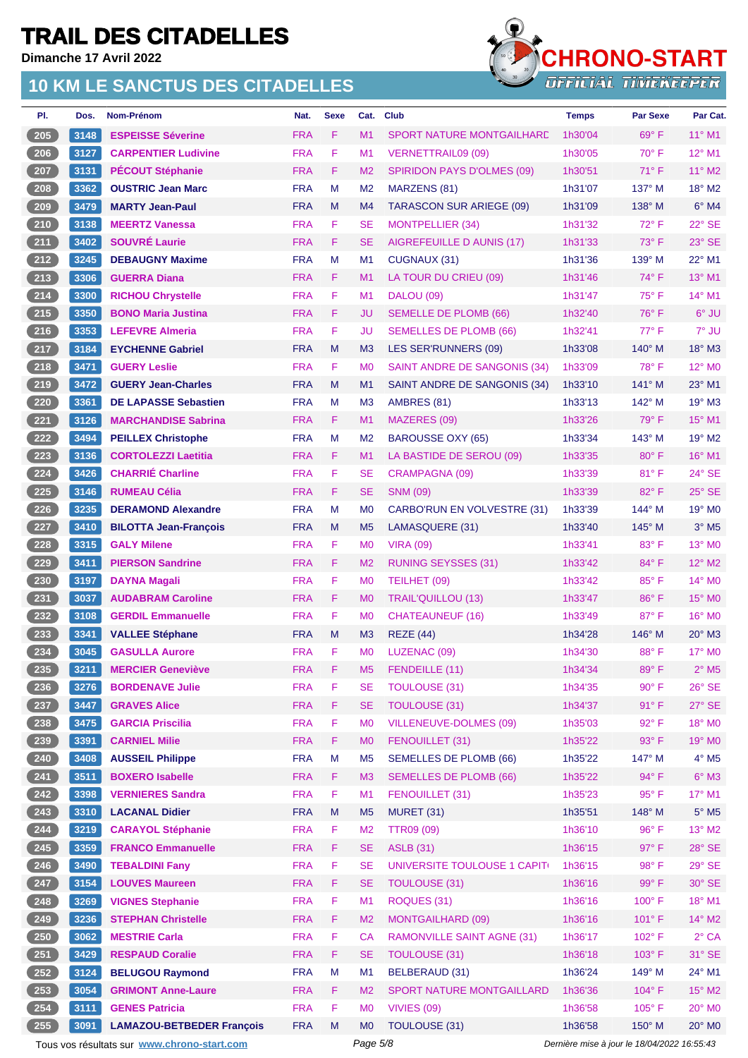# TRAIL DES CITADELLES

Dimanche 17 Avril 2022

## 10 KM LE SANCTUS DES CITADELLES

| Pl. | Dos. | Nom-Prénom | Nat. | Sexe | Cat. | Club | Temps | Par Sexe | Par Cat. |
|---|---|---|---|---|---|---|---|---|---|
| 205 | 3148 | ESPEISSE Séverine | FRA | F | M1 | SPORT NATURE MONTGAILHARD | 1h30'04 | 69° F | 11° M1 |
| 206 | 3127 | CARPENTIER Ludivine | FRA | F | M1 | VERNETTRAIL09 (09) | 1h30'05 | 70° F | 12° M1 |
| 207 | 3131 | PÉCOUT Stéphanie | FRA | F | M2 | SPIRIDON PAYS D'OLMES (09) | 1h30'51 | 71° F | 11° M2 |
| 208 | 3362 | OUSTRIC Jean Marc | FRA | M | M2 | MARZENS (81) | 1h31'07 | 137° M | 18° M2 |
| 209 | 3479 | MARTY Jean-Paul | FRA | M | M4 | TARASCON SUR ARIEGE (09) | 1h31'09 | 138° M | 6° M4 |
| 210 | 3138 | MEERTZ Vanessa | FRA | F | SE | MONTPELLIER (34) | 1h31'32 | 72° F | 22° SE |
| 211 | 3402 | SOUVRÉ Laurie | FRA | F | SE | AIGREFEUILLE D AUNIS (17) | 1h31'33 | 73° F | 23° SE |
| 212 | 3245 | DEBAUGNY Maxime | FRA | M | M1 | CUGNAUX (31) | 1h31'36 | 139° M | 22° M1 |
| 213 | 3306 | GUERRA Diana | FRA | F | M1 | LA TOUR DU CRIEU (09) | 1h31'46 | 74° F | 13° M1 |
| 214 | 3300 | RICHOU Chrystelle | FRA | F | M1 | DALOU (09) | 1h31'47 | 75° F | 14° M1 |
| 215 | 3350 | BONO Maria Justina | FRA | F | JU | SEMELLE DE PLOMB (66) | 1h32'40 | 76° F | 6° JU |
| 216 | 3353 | LEFEVRE Almeria | FRA | F | JU | SEMELLES DE PLOMB (66) | 1h32'41 | 77° F | 7° JU |
| 217 | 3184 | EYCHENNE Gabriel | FRA | M | M3 | LES SER'RUNNERS (09) | 1h33'08 | 140° M | 18° M3 |
| 218 | 3471 | GUERY Leslie | FRA | F | M0 | SAINT ANDRE DE SANGONIS (34) | 1h33'09 | 78° F | 12° M0 |
| 219 | 3472 | GUERY Jean-Charles | FRA | M | M1 | SAINT ANDRE DE SANGONIS (34) | 1h33'10 | 141° M | 23° M1 |
| 220 | 3361 | DE LAPASSE Sebastien | FRA | M | M3 | AMBRES (81) | 1h33'13 | 142° M | 19° M3 |
| 221 | 3126 | MARCHANDISE Sabrina | FRA | F | M1 | MAZERES (09) | 1h33'26 | 79° F | 15° M1 |
| 222 | 3494 | PEILLEX Christophe | FRA | M | M2 | BAROUSSE OXY (65) | 1h33'34 | 143° M | 19° M2 |
| 223 | 3136 | CORTOLEZZI Laetitia | FRA | F | M1 | LA BASTIDE DE SEROU (09) | 1h33'35 | 80° F | 16° M1 |
| 224 | 3426 | CHARRIÉ Charline | FRA | F | SE | CRAMPAGNA (09) | 1h33'39 | 81° F | 24° SE |
| 225 | 3146 | RUMEAU Célia | FRA | F | SE | SNM (09) | 1h33'39 | 82° F | 25° SE |
| 226 | 3235 | DERAMOND Alexandre | FRA | M | M0 | CARBO'RUN EN VOLVESTRE (31) | 1h33'39 | 144° M | 19° M0 |
| 227 | 3410 | BILOTTA Jean-François | FRA | M | M5 | LAMASQUERE (31) | 1h33'40 | 145° M | 3° M5 |
| 228 | 3315 | GALY Milene | FRA | F | M0 | VIRA (09) | 1h33'41 | 83° F | 13° M0 |
| 229 | 3411 | PIERSON Sandrine | FRA | F | M2 | RUNING SEYSSES (31) | 1h33'42 | 84° F | 12° M2 |
| 230 | 3197 | DAYNA Magali | FRA | F | M0 | TEILHET (09) | 1h33'42 | 85° F | 14° M0 |
| 231 | 3037 | AUDABRAM Caroline | FRA | F | M0 | TRAIL'QUILLOU (13) | 1h33'47 | 86° F | 15° M0 |
| 232 | 3108 | GERDIL Emmanuelle | FRA | F | M0 | CHATEAUNEUF (16) | 1h33'49 | 87° F | 16° M0 |
| 233 | 3341 | VALLEE Stéphane | FRA | M | M3 | REZE (44) | 1h34'28 | 146° M | 20° M3 |
| 234 | 3045 | GASULLA Aurore | FRA | F | M0 | LUZENAC (09) | 1h34'30 | 88° F | 17° M0 |
| 235 | 3211 | MERCIER Geneviève | FRA | F | M5 | FENDEILLE (11) | 1h34'34 | 89° F | 2° M5 |
| 236 | 3276 | BORDENAVE Julie | FRA | F | SE | TOULOUSE (31) | 1h34'35 | 90° F | 26° SE |
| 237 | 3447 | GRAVES Alice | FRA | F | SE | TOULOUSE (31) | 1h34'37 | 91° F | 27° SE |
| 238 | 3475 | GARCIA Priscilia | FRA | F | M0 | VILLENEUVE-DOLMES (09) | 1h35'03 | 92° F | 18° M0 |
| 239 | 3391 | CARNIEL Milie | FRA | F | M0 | FENOUILLET (31) | 1h35'22 | 93° F | 19° M0 |
| 240 | 3408 | AUSSEIL Philippe | FRA | M | M5 | SEMELLES DE PLOMB (66) | 1h35'22 | 147° M | 4° M5 |
| 241 | 3511 | BOXERO Isabelle | FRA | F | M3 | SEMELLES DE PLOMB (66) | 1h35'22 | 94° F | 6° M3 |
| 242 | 3398 | VERNIERES Sandra | FRA | F | M1 | FENOUILLET (31) | 1h35'23 | 95° F | 17° M1 |
| 243 | 3310 | LACANAL Didier | FRA | M | M5 | MURET (31) | 1h35'51 | 148° M | 5° M5 |
| 244 | 3219 | CARAYOL Stéphanie | FRA | F | M2 | TTR09 (09) | 1h36'10 | 96° F | 13° M2 |
| 245 | 3359 | FRANCO Emmanuelle | FRA | F | SE | ASLB (31) | 1h36'15 | 97° F | 28° SE |
| 246 | 3490 | TEBALDINI Fany | FRA | F | SE | UNIVERSITE TOULOUSE 1 CAPITO | 1h36'15 | 98° F | 29° SE |
| 247 | 3154 | LOUVES Maureen | FRA | F | SE | TOULOUSE (31) | 1h36'16 | 99° F | 30° SE |
| 248 | 3269 | VIGNES Stephanie | FRA | F | M1 | ROQUES (31) | 1h36'16 | 100° F | 18° M1 |
| 249 | 3236 | STEPHAN Christelle | FRA | F | M2 | MONTGAILHARD (09) | 1h36'16 | 101° F | 14° M2 |
| 250 | 3062 | MESTRIE Carla | FRA | F | CA | RAMONVILLE SAINT AGNE (31) | 1h36'17 | 102° F | 2° CA |
| 251 | 3429 | RESPAUD Coralie | FRA | F | SE | TOULOUSE (31) | 1h36'18 | 103° F | 31° SE |
| 252 | 3124 | BELUGOU Raymond | FRA | M | M1 | BELBERAUD (31) | 1h36'24 | 149° M | 24° M1 |
| 253 | 3054 | GRIMONT Anne-Laure | FRA | F | M2 | SPORT NATURE MONTGAILLARD | 1h36'36 | 104° F | 15° M2 |
| 254 | 3111 | GENES Patricia | FRA | F | M0 | VIVIES (09) | 1h36'58 | 105° F | 20° M0 |
| 255 | 3091 | LAMAZOU-BETBEDER François | FRA | M | M0 | TOULOUSE (31) | 1h36'58 | 150° M | 20° M0 |

Tous vos résultats sur www.chrono-start.com

Dernière mise à jour le 18/04/2022 16:55:43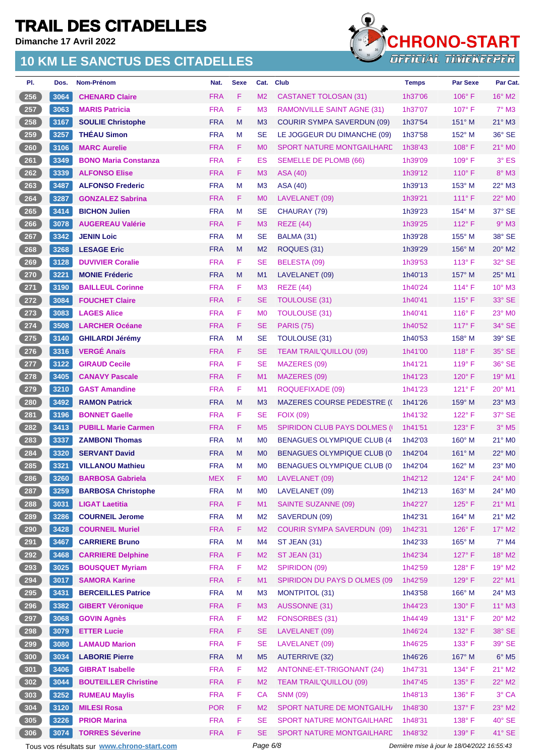# TRAIL DES CITADELLES

**Dimanche 17 Avril 2022**

## 10 KM LE SANCTUS DES CITADELLES

| Pl. | Dos. | Nom-Prénom | Nat. | Sexe | Cat. | Club | Temps | Par Sexe | Par Cat. |
|---|---|---|---|---|---|---|---|---|---|
| 256 | 3064 | CHENARD Claire | FRA | F | M2 | CASTANET TOLOSAN (31) | 1h37'06 | 106° F | 16° M2 |
| 257 | 3063 | MARIS Patricia | FRA | F | M3 | RAMONVILLE SAINT AGNE (31) | 1h37'07 | 107° F | 7° M3 |
| 258 | 3167 | SOULIE Christophe | FRA | M | M3 | COURIR SYMPA SAVERDUN (09) | 1h37'54 | 151° M | 21° M3 |
| 259 | 3257 | THÉAU Simon | FRA | M | SE | LE JOGGEUR DU DIMANCHE (09) | 1h37'58 | 152° M | 36° SE |
| 260 | 3106 | MARC Aurelie | FRA | F | M0 | SPORT NATURE MONTGAILHARD | 1h38'43 | 108° F | 21° M0 |
| 261 | 3349 | BONO Maria Constanza | FRA | F | ES | SEMELLE DE PLOMB (66) | 1h39'09 | 109° F | 3° ES |
| 262 | 3339 | ALFONSO Elise | FRA | F | M3 | ASA (40) | 1h39'12 | 110° F | 8° M3 |
| 263 | 3487 | ALFONSO Frederic | FRA | M | M3 | ASA (40) | 1h39'13 | 153° M | 22° M3 |
| 264 | 3287 | GONZALEZ Sabrina | FRA | F | M0 | LAVELANET (09) | 1h39'21 | 111° F | 22° M0 |
| 265 | 3414 | BICHON Julien | FRA | M | SE | CHAURAY (79) | 1h39'23 | 154° M | 37° SE |
| 266 | 3078 | AUGEREAU Valérie | FRA | F | M3 | REZE (44) | 1h39'25 | 112° F | 9° M3 |
| 267 | 3342 | JENIN Loic | FRA | M | SE | BALMA (31) | 1h39'28 | 155° M | 38° SE |
| 268 | 3268 | LESAGE Eric | FRA | M | M2 | ROQUES (31) | 1h39'29 | 156° M | 20° M2 |
| 269 | 3128 | DUVIVIER Coralie | FRA | F | SE | BELESTA (09) | 1h39'53 | 113° F | 32° SE |
| 270 | 3221 | MONIE Fréderic | FRA | M | M1 | LAVELANET (09) | 1h40'13 | 157° M | 25° M1 |
| 271 | 3190 | BAILLEUL Corinne | FRA | F | M3 | REZE (44) | 1h40'24 | 114° F | 10° M3 |
| 272 | 3084 | FOUCHET Claire | FRA | F | SE | TOULOUSE (31) | 1h40'41 | 115° F | 33° SE |
| 273 | 3083 | LAGES Alice | FRA | F | M0 | TOULOUSE (31) | 1h40'41 | 116° F | 23° M0 |
| 274 | 3508 | LARCHER Océane | FRA | F | SE | PARIS (75) | 1h40'52 | 117° F | 34° SE |
| 275 | 3140 | GHILARDI Jérémy | FRA | M | SE | TOULOUSE (31) | 1h40'53 | 158° M | 39° SE |
| 276 | 3316 | VERGÉ Anaïs | FRA | F | SE | TEAM TRAIL'QUILLOU (09) | 1h41'00 | 118° F | 35° SE |
| 277 | 3122 | GIRAUD Cecile | FRA | F | SE | MAZERES (09) | 1h41'21 | 119° F | 36° SE |
| 278 | 3405 | CANAVY Pascale | FRA | F | M1 | MAZERES (09) | 1h41'23 | 120° F | 19° M1 |
| 279 | 3210 | GAST Amandine | FRA | F | M1 | ROQUEFIXADE (09) | 1h41'23 | 121° F | 20° M1 |
| 280 | 3492 | RAMON Patrick | FRA | M | M3 | MAZERES COURSE PEDESTRE ( | 1h41'26 | 159° M | 23° M3 |
| 281 | 3196 | BONNET Gaelle | FRA | F | SE | FOIX (09) | 1h41'32 | 122° F | 37° SE |
| 282 | 3413 | PUBILL Marie Carmen | FRA | F | M5 | SPIRIDON CLUB PAYS DOLMES ( | 1h41'51 | 123° F | 3° M5 |
| 283 | 3337 | ZAMBONI Thomas | FRA | M | M0 | BENAGUES OLYMPIQUE CLUB (4 | 1h42'03 | 160° M | 21° M0 |
| 284 | 3320 | SERVANT David | FRA | M | M0 | BENAGUES OLYMPIQUE CLUB (0 | 1h42'04 | 161° M | 22° M0 |
| 285 | 3321 | VILLANOU Mathieu | FRA | M | M0 | BENAGUES OLYMPIQUE CLUB (0 | 1h42'04 | 162° M | 23° M0 |
| 286 | 3260 | BARBOSA Gabriela | MEX | F | M0 | LAVELANET (09) | 1h42'12 | 124° F | 24° M0 |
| 287 | 3259 | BARBOSA Christophe | FRA | M | M0 | LAVELANET (09) | 1h42'13 | 163° M | 24° M0 |
| 288 | 3031 | LIGAT Laetitia | FRA | F | M1 | SAINTE SUZANNE (09) | 1h42'27 | 125° F | 21° M1 |
| 289 | 3286 | COURNEIL Jerome | FRA | M | M2 | SAVERDUN (09) | 1h42'31 | 164° M | 21° M2 |
| 290 | 3428 | COURNEIL Muriel | FRA | F | M2 | COURIR SYMPA SAVERDUN (09) | 1h42'31 | 126° F | 17° M2 |
| 291 | 3467 | CARRIERE Bruno | FRA | M | M4 | ST JEAN (31) | 1h42'33 | 165° M | 7° M4 |
| 292 | 3468 | CARRIERE Delphine | FRA | F | M2 | ST JEAN (31) | 1h42'34 | 127° F | 18° M2 |
| 293 | 3025 | BOUSQUET Myriam | FRA | F | M2 | SPIRIDON (09) | 1h42'59 | 128° F | 19° M2 |
| 294 | 3017 | SAMORA Karine | FRA | F | M1 | SPIRIDON DU PAYS D OLMES (09 | 1h42'59 | 129° F | 22° M1 |
| 295 | 3431 | BERCEILLES Patrice | FRA | M | M3 | MONTPITOL (31) | 1h43'58 | 166° M | 24° M3 |
| 296 | 3382 | GIBERT Véronique | FRA | F | M3 | AUSSONNE (31) | 1h44'23 | 130° F | 11° M3 |
| 297 | 3068 | GOVIN Agnès | FRA | F | M2 | FONSORBES (31) | 1h44'49 | 131° F | 20° M2 |
| 298 | 3079 | ETTER Lucie | FRA | F | SE | LAVELANET (09) | 1h46'24 | 132° F | 38° SE |
| 299 | 3080 | LAMAUD Marion | FRA | F | SE | LAVELANET (09) | 1h46'25 | 133° F | 39° SE |
| 300 | 3034 | LABORIE Pierre | FRA | M | M5 | AUTERRIVE (32) | 1h46'26 | 167° M | 6° M5 |
| 301 | 3406 | GIBRAT Isabelle | FRA | F | M2 | ANTONNE-ET-TRIGONANT (24) | 1h47'31 | 134° F | 21° M2 |
| 302 | 3044 | BOUTEILLER Christine | FRA | F | M2 | TEAM TRAIL'QUILLOU (09) | 1h47'45 | 135° F | 22° M2 |
| 303 | 3252 | RUMEAU Maylis | FRA | F | CA | SNM (09) | 1h48'13 | 136° F | 3° CA |
| 304 | 3120 | MILESI Rosa | POR | F | M2 | SPORT NATURE DE MONTGAILHA | 1h48'30 | 137° F | 23° M2 |
| 305 | 3226 | PRIOR Marina | FRA | F | SE | SPORT NATURE MONTGAILHARD | 1h48'31 | 138° F | 40° SE |
| 306 | 3074 | TORRES Séverine | FRA | F | SE | SPORT NATURE MONTGAILHARD | 1h48'32 | 139° F | 41° SE |

Tous vos résultats sur www.chrono-start.com

*Dernière mise à jour le 18/04/2022 16:55:43*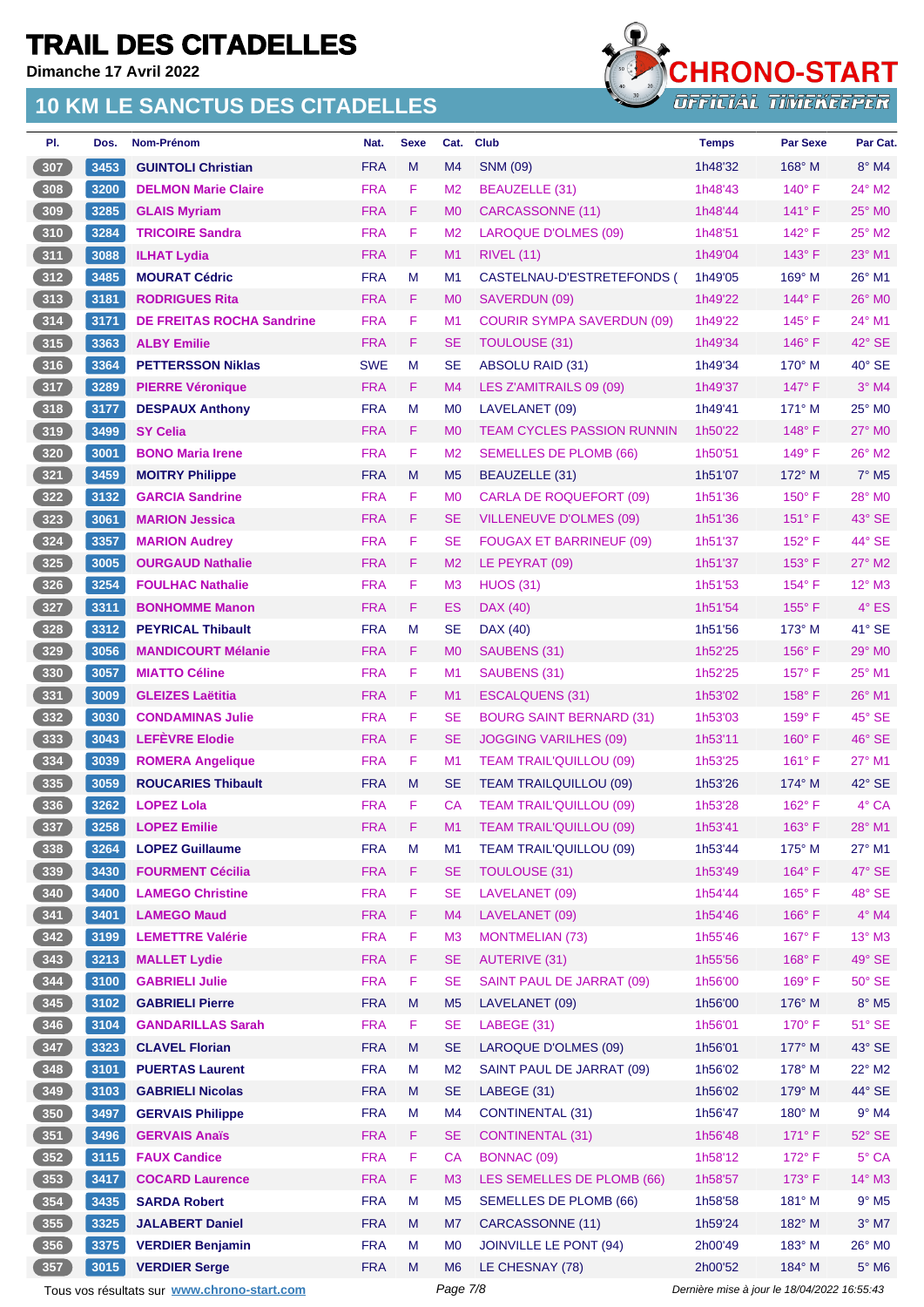# TRAIL DES CITADELLES

**Dimanche 17 Avril 2022**

## 10 KM LE SANCTUS DES CITADELLES

| Pl. | Dos. | Nom-Prénom | Nat. | Sexe | Cat. | Club | Temps | Par Sexe | Par Cat. |
|---|---|---|---|---|---|---|---|---|---|
| 307 | 3453 | GUINTOLI Christian | FRA | M | M4 | SNM (09) | 1h48'32 | 168° M | 8° M4 |
| 308 | 3200 | DELMON Marie Claire | FRA | F | M2 | BEAUZELLE (31) | 1h48'43 | 140° F | 24° M2 |
| 309 | 3285 | GLAIS Myriam | FRA | F | M0 | CARCASSONNE (11) | 1h48'44 | 141° F | 25° M0 |
| 310 | 3284 | TRICOIRE Sandra | FRA | F | M2 | LAROQUE D'OLMES (09) | 1h48'51 | 142° F | 25° M2 |
| 311 | 3088 | ILHAT Lydia | FRA | F | M1 | RIVEL (11) | 1h49'04 | 143° F | 23° M1 |
| 312 | 3485 | MOURAT Cédric | FRA | M | M1 | CASTELNAU-D'ESTRETEFONDS ( | 1h49'05 | 169° M | 26° M1 |
| 313 | 3181 | RODRIGUES Rita | FRA | F | M0 | SAVERDUN (09) | 1h49'22 | 144° F | 26° M0 |
| 314 | 3171 | DE FREITAS ROCHA Sandrine | FRA | F | M1 | COURIR SYMPA SAVERDUN (09) | 1h49'22 | 145° F | 24° M1 |
| 315 | 3363 | ALBY Emilie | FRA | F | SE | TOULOUSE (31) | 1h49'34 | 146° F | 42° SE |
| 316 | 3364 | PETTERSSON Niklas | SWE | M | SE | ABSOLU RAID (31) | 1h49'34 | 170° M | 40° SE |
| 317 | 3289 | PIERRE Véronique | FRA | F | M4 | LES Z'AMITRAILS 09 (09) | 1h49'37 | 147° F | 3° M4 |
| 318 | 3177 | DESPAUX Anthony | FRA | M | M0 | LAVELANET (09) | 1h49'41 | 171° M | 25° M0 |
| 319 | 3499 | SY Celia | FRA | F | M0 | TEAM CYCLES PASSION RUNNIN | 1h50'22 | 148° F | 27° M0 |
| 320 | 3001 | BONO Maria Irene | FRA | F | M2 | SEMELLES DE PLOMB (66) | 1h50'51 | 149° F | 26° M2 |
| 321 | 3459 | MOITRY Philippe | FRA | M | M5 | BEAUZELLE (31) | 1h51'07 | 172° M | 7° M5 |
| 322 | 3132 | GARCIA Sandrine | FRA | F | M0 | CARLA DE ROQUEFORT (09) | 1h51'36 | 150° F | 28° M0 |
| 323 | 3061 | MARION Jessica | FRA | F | SE | VILLENEUVE D'OLMES (09) | 1h51'36 | 151° F | 43° SE |
| 324 | 3357 | MARION Audrey | FRA | F | SE | FOUGAX ET BARRINEUF (09) | 1h51'37 | 152° F | 44° SE |
| 325 | 3005 | OURGAUD Nathalie | FRA | F | M2 | LE PEYRAT (09) | 1h51'37 | 153° F | 27° M2 |
| 326 | 3254 | FOULHAC Nathalie | FRA | F | M3 | HUOS (31) | 1h51'53 | 154° F | 12° M3 |
| 327 | 3311 | BONHOMME Manon | FRA | F | ES | DAX (40) | 1h51'54 | 155° F | 4° ES |
| 328 | 3312 | PEYRICAL Thibault | FRA | M | SE | DAX (40) | 1h51'56 | 173° M | 41° SE |
| 329 | 3056 | MANDICOURT Mélanie | FRA | F | M0 | SAUBENS (31) | 1h52'25 | 156° F | 29° M0 |
| 330 | 3057 | MIATTO Céline | FRA | F | M1 | SAUBENS (31) | 1h52'25 | 157° F | 25° M1 |
| 331 | 3009 | GLEIZES Laëtitia | FRA | F | M1 | ESCALQUENS (31) | 1h53'02 | 158° F | 26° M1 |
| 332 | 3030 | CONDAMINAS Julie | FRA | F | SE | BOURG SAINT BERNARD (31) | 1h53'03 | 159° F | 45° SE |
| 333 | 3043 | LEFÈVRE Elodie | FRA | F | SE | JOGGING VARILHES (09) | 1h53'11 | 160° F | 46° SE |
| 334 | 3039 | ROMERA Angelique | FRA | F | M1 | TEAM TRAIL'QUILLOU (09) | 1h53'25 | 161° F | 27° M1 |
| 335 | 3059 | ROUCARIES Thibault | FRA | M | SE | TEAM TRAILQUILLOU (09) | 1h53'26 | 174° M | 42° SE |
| 336 | 3262 | LOPEZ Lola | FRA | F | CA | TEAM TRAIL'QUILLOU (09) | 1h53'28 | 162° F | 4° CA |
| 337 | 3258 | LOPEZ Emilie | FRA | F | M1 | TEAM TRAIL'QUILLOU (09) | 1h53'41 | 163° F | 28° M1 |
| 338 | 3264 | LOPEZ Guillaume | FRA | M | M1 | TEAM TRAIL'QUILLOU (09) | 1h53'44 | 175° M | 27° M1 |
| 339 | 3430 | FOURMENT Cécilia | FRA | F | SE | TOULOUSE (31) | 1h53'49 | 164° F | 47° SE |
| 340 | 3400 | LAMEGO Christine | FRA | F | SE | LAVELANET (09) | 1h54'44 | 165° F | 48° SE |
| 341 | 3401 | LAMEGO Maud | FRA | F | M4 | LAVELANET (09) | 1h54'46 | 166° F | 4° M4 |
| 342 | 3199 | LEMETTRE Valérie | FRA | F | M3 | MONTMELIAN (73) | 1h55'46 | 167° F | 13° M3 |
| 343 | 3213 | MALLET Lydie | FRA | F | SE | AUTERIVE (31) | 1h55'56 | 168° F | 49° SE |
| 344 | 3100 | GABRIELI Julie | FRA | F | SE | SAINT PAUL DE JARRAT (09) | 1h56'00 | 169° F | 50° SE |
| 345 | 3102 | GABRIELI Pierre | FRA | M | M5 | LAVELANET (09) | 1h56'00 | 176° M | 8° M5 |
| 346 | 3104 | GANDARILLAS Sarah | FRA | F | SE | LABEGE (31) | 1h56'01 | 170° F | 51° SE |
| 347 | 3323 | CLAVEL Florian | FRA | M | SE | LAROQUE D'OLMES (09) | 1h56'01 | 177° M | 43° SE |
| 348 | 3101 | PUERTAS Laurent | FRA | M | M2 | SAINT PAUL DE JARRAT (09) | 1h56'02 | 178° M | 22° M2 |
| 349 | 3103 | GABRIELI Nicolas | FRA | M | SE | LABEGE (31) | 1h56'02 | 179° M | 44° SE |
| 350 | 3497 | GERVAIS Philippe | FRA | M | M4 | CONTINENTAL (31) | 1h56'47 | 180° M | 9° M4 |
| 351 | 3496 | GERVAIS Anaïs | FRA | F | SE | CONTINENTAL (31) | 1h56'48 | 171° F | 52° SE |
| 352 | 3115 | FAUX Candice | FRA | F | CA | BONNAC (09) | 1h58'12 | 172° F | 5° CA |
| 353 | 3417 | COCARD Laurence | FRA | F | M3 | LES SEMELLES DE PLOMB (66) | 1h58'57 | 173° F | 14° M3 |
| 354 | 3435 | SARDA Robert | FRA | M | M5 | SEMELLES DE PLOMB (66) | 1h58'58 | 181° M | 9° M5 |
| 355 | 3325 | JALABERT Daniel | FRA | M | M7 | CARCASSONNE (11) | 1h59'24 | 182° M | 3° M7 |
| 356 | 3375 | VERDIER Benjamin | FRA | M | M0 | JOINVILLE LE PONT (94) | 2h00'49 | 183° M | 26° M0 |
| 357 | 3015 | VERDIER Serge | FRA | M | M6 | LE CHESNAY (78) | 2h00'52 | 184° M | 5° M6 |

Tous vos résultats sur www.chrono-start.com

*Dernière mise à jour le 18/04/2022 16:55:43*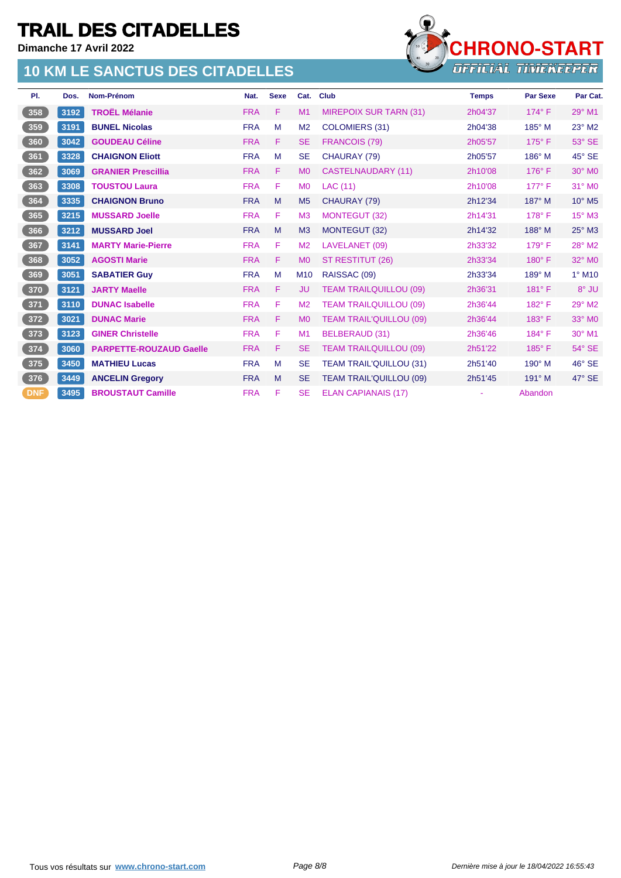# TRAIL DES CITADELLES

**Dimanche 17 Avril 2022**

## 10 KM LE SANCTUS DES CITADELLES

| Pl. | Dos. | Nom-Prénom | Nat. | Sexe | Cat. | Club | Temps | Par Sexe | Par Cat. |
|---|---|---|---|---|---|---|---|---|---|
| 358 | 3192 | **TROËL Mélanie** | FRA | F | M1 | MIREPOIX SUR TARN (31) | 2h04'37 | 174° F | 29° M1 |
| 359 | 3191 | **BUNEL Nicolas** | FRA | M | M2 | COLOMIERS (31) | 2h04'38 | 185° M | 23° M2 |
| 360 | 3042 | **GOUDEAU Céline** | FRA | F | SE | FRANCOIS (79) | 2h05'57 | 175° F | 53° SE |
| 361 | 3328 | **CHAIGNON Eliott** | FRA | M | SE | CHAURAY (79) | 2h05'57 | 186° M | 45° SE |
| 362 | 3069 | **GRANIER Prescillia** | FRA | F | M0 | CASTELNAUDARY (11) | 2h10'08 | 176° F | 30° M0 |
| 363 | 3308 | **TOUSTOU Laura** | FRA | F | M0 | LAC (11) | 2h10'08 | 177° F | 31° M0 |
| 364 | 3335 | **CHAIGNON Bruno** | FRA | M | M5 | CHAURAY (79) | 2h12'34 | 187° M | 10° M5 |
| 365 | 3215 | **MUSSARD Joelle** | FRA | F | M3 | MONTEGUT (32) | 2h14'31 | 178° F | 15° M3 |
| 366 | 3212 | **MUSSARD Joel** | FRA | M | M3 | MONTEGUT (32) | 2h14'32 | 188° M | 25° M3 |
| 367 | 3141 | **MARTY Marie-Pierre** | FRA | F | M2 | LAVELANET (09) | 2h33'32 | 179° F | 28° M2 |
| 368 | 3052 | **AGOSTI Marie** | FRA | F | M0 | ST RESTITUT (26) | 2h33'34 | 180° F | 32° M0 |
| 369 | 3051 | **SABATIER Guy** | FRA | M | M10 | RAISSAC (09) | 2h33'34 | 189° M | 1° M10 |
| 370 | 3121 | **JARTY Maelle** | FRA | F | JU | TEAM TRAILQUILLOU (09) | 2h36'31 | 181° F | 8° JU |
| 371 | 3110 | **DUNAC Isabelle** | FRA | F | M2 | TEAM TRAILQUILLOU (09) | 2h36'44 | 182° F | 29° M2 |
| 372 | 3021 | **DUNAC Marie** | FRA | F | M0 | TEAM TRAIL'QUILLOU (09) | 2h36'44 | 183° F | 33° M0 |
| 373 | 3123 | **GINER Christelle** | FRA | F | M1 | BELBERAUD (31) | 2h36'46 | 184° F | 30° M1 |
| 374 | 3060 | **PARPETTE-ROUZAUD Gaelle** | FRA | F | SE | TEAM TRAILQUILLOU (09) | 2h51'22 | 185° F | 54° SE |
| 375 | 3450 | **MATHIEU Lucas** | FRA | M | SE | TEAM TRAIL'QUILLOU (31) | 2h51'40 | 190° M | 46° SE |
| 376 | 3449 | **ANCELIN Gregory** | FRA | M | SE | TEAM TRAIL'QUILLOU (09) | 2h51'45 | 191° M | 47° SE |
| DNF | 3495 | **BROUSTAUT Camille** | FRA | F | SE | ELAN CAPIANAIS (17) | - | Abandon | |

Tous vos résultats sur www.chrono-start.com

Dernière mise à jour le 18/04/2022 16:55:43